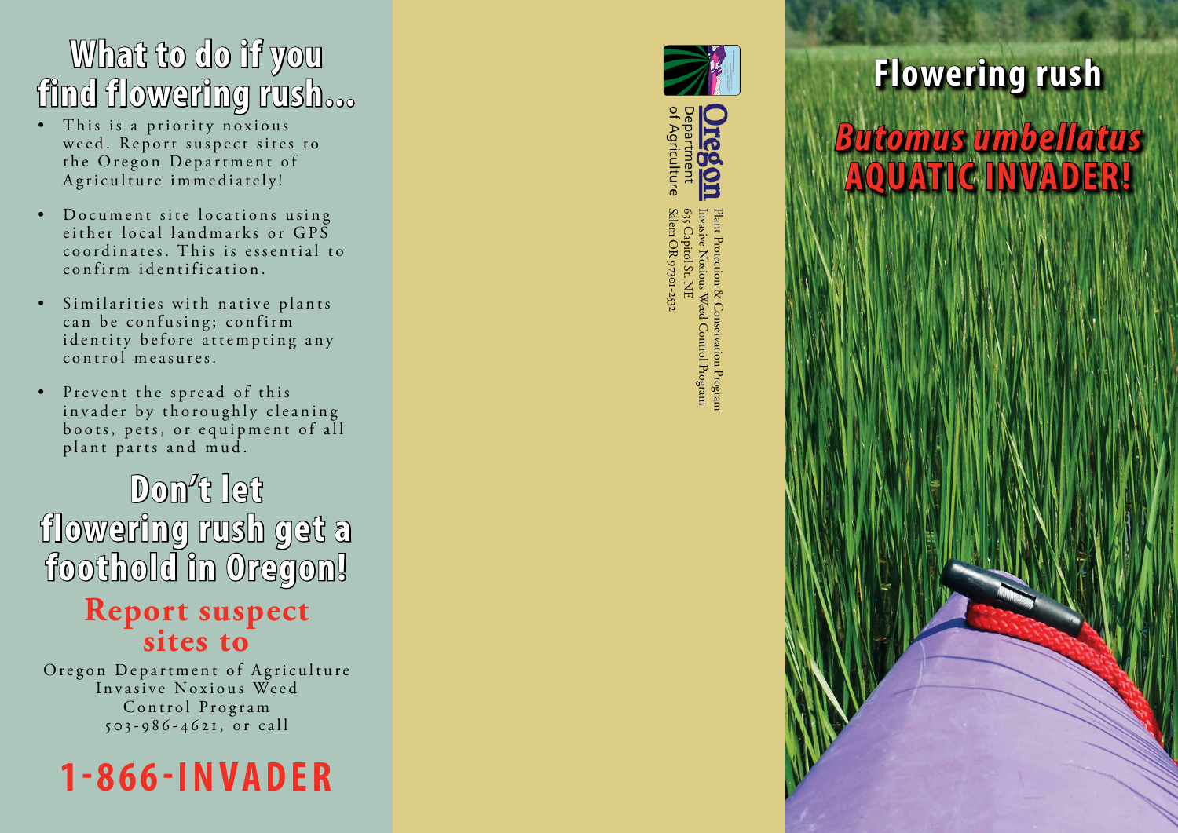## What to do if you find flowering rush...

- This is a priority noxious weed. Report suspect sites to the Oregon Department of Agriculture immediately!
- Document site locations using either local landmarks or GPS coordinates. This is essential to confirm identification.
- Similarities with native plants can be confusing; confirm identity before attempting any control measures.
- Prevent the spread of this invader by thoroughly cleaning boots, pets, or equipment of all plant parts and mud.

## Don't let flowering rush get a foothold in Oregon!

### Report suspect sites to

Oregon Department of Agriculture
Invasive Noxious Weed
Control Program
503-986-4621, or call

# 1-866-INVADER

Oregon Department of Agriculture

Plant Protection & Conservation Program
Invasive Noxious Weed Control Program
635 Capitol St. NE
Salem OR 97301-2532

# Flowering rush

## *Butomus umbellatus*

## AQUATIC INVADER!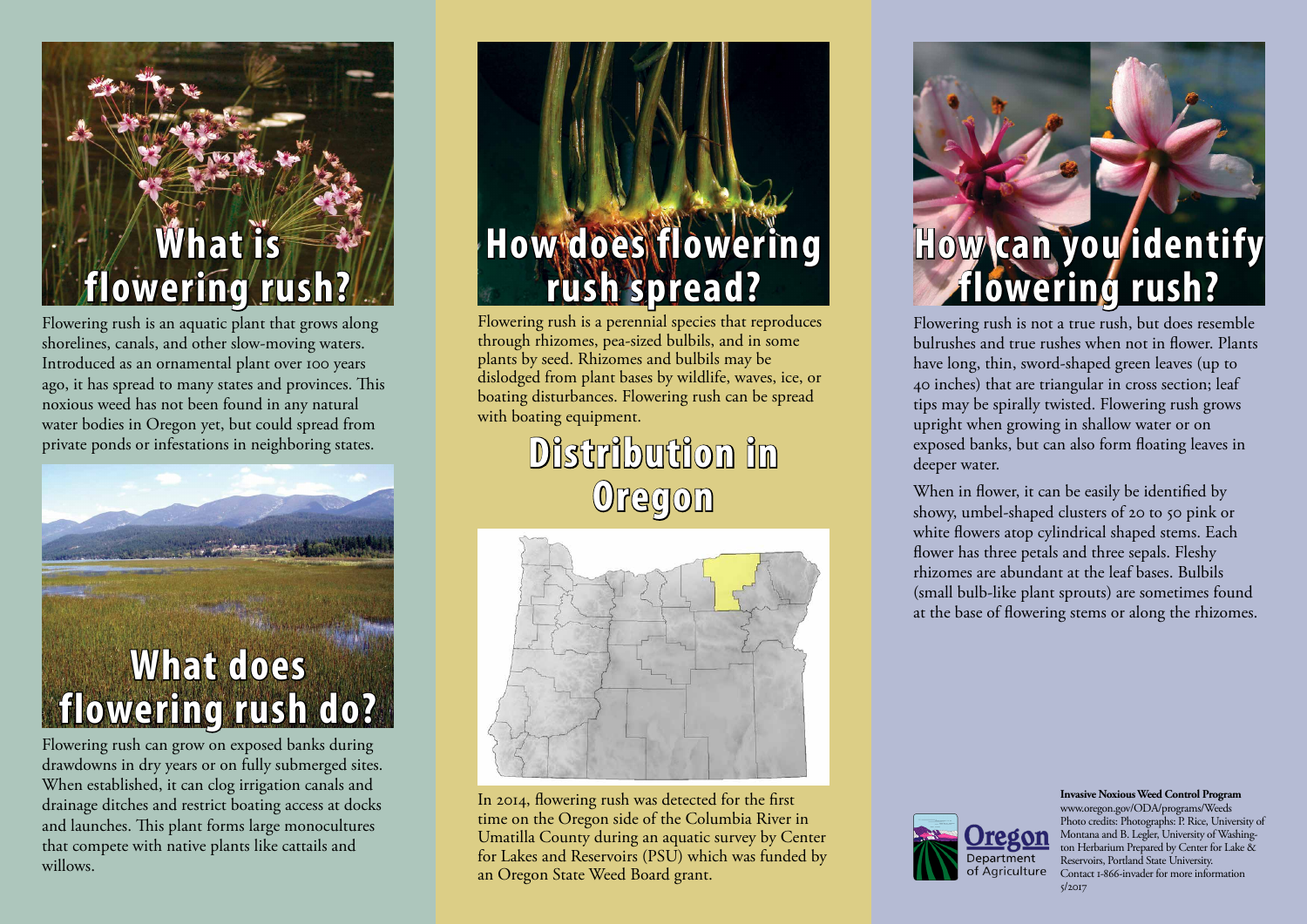# What is flowering rush?

Flowering rush is an aquatic plant that grows along shorelines, canals, and other slow-moving waters. Introduced as an ornamental plant over 100 years ago, it has spread to many states and provinces. This noxious weed has not been found in any natural water bodies in Oregon yet, but could spread from private ponds or infestations in neighboring states.

# What does flowering rush do?

Flowering rush can grow on exposed banks during drawdowns in dry years or on fully submerged sites. When established, it can clog irrigation canals and drainage ditches and restrict boating access at docks and launches. This plant forms large monocultures that compete with native plants like cattails and willows.

# How does flowering rush spread?

Flowering rush is a perennial species that reproduces through rhizomes, pea-sized bulbils, and in some plants by seed. Rhizomes and bulbils may be dislodged from plant bases by wildlife, waves, ice, or boating disturbances. Flowering rush can be spread with boating equipment.

# Distribution in Oregon

In 2014, flowering rush was detected for the first time on the Oregon side of the Columbia River in Umatilla County during an aquatic survey by Center for Lakes and Reservoirs (PSU) which was funded by an Oregon State Weed Board grant.

# How can you identify flowering rush?

Flowering rush is not a true rush, but does resemble bulrushes and true rushes when not in flower. Plants have long, thin, sword-shaped green leaves (up to 40 inches) that are triangular in cross section; leaf tips may be spirally twisted. Flowering rush grows upright when growing in shallow water or on exposed banks, but can also form floating leaves in deeper water.

When in flower, it can be easily be identified by showy, umbel-shaped clusters of 20 to 50 pink or white flowers atop cylindrical shaped stems. Each flower has three petals and three sepals. Fleshy rhizomes are abundant at the leaf bases. Bulbils (small bulb-like plant sprouts) are sometimes found at the base of flowering stems or along the rhizomes.

Oregon Department of Agriculture

**Invasive Noxious Weed Control Program**
www.oregon.gov/ODA/programs/Weeds
Photo credits: Photographs: P. Rice, University of Montana and B. Legler, University of Washington Herbarium Prepared by Center for Lake & Reservoirs, Portland State University.
Contact 1-866-invader for more information
5/2017